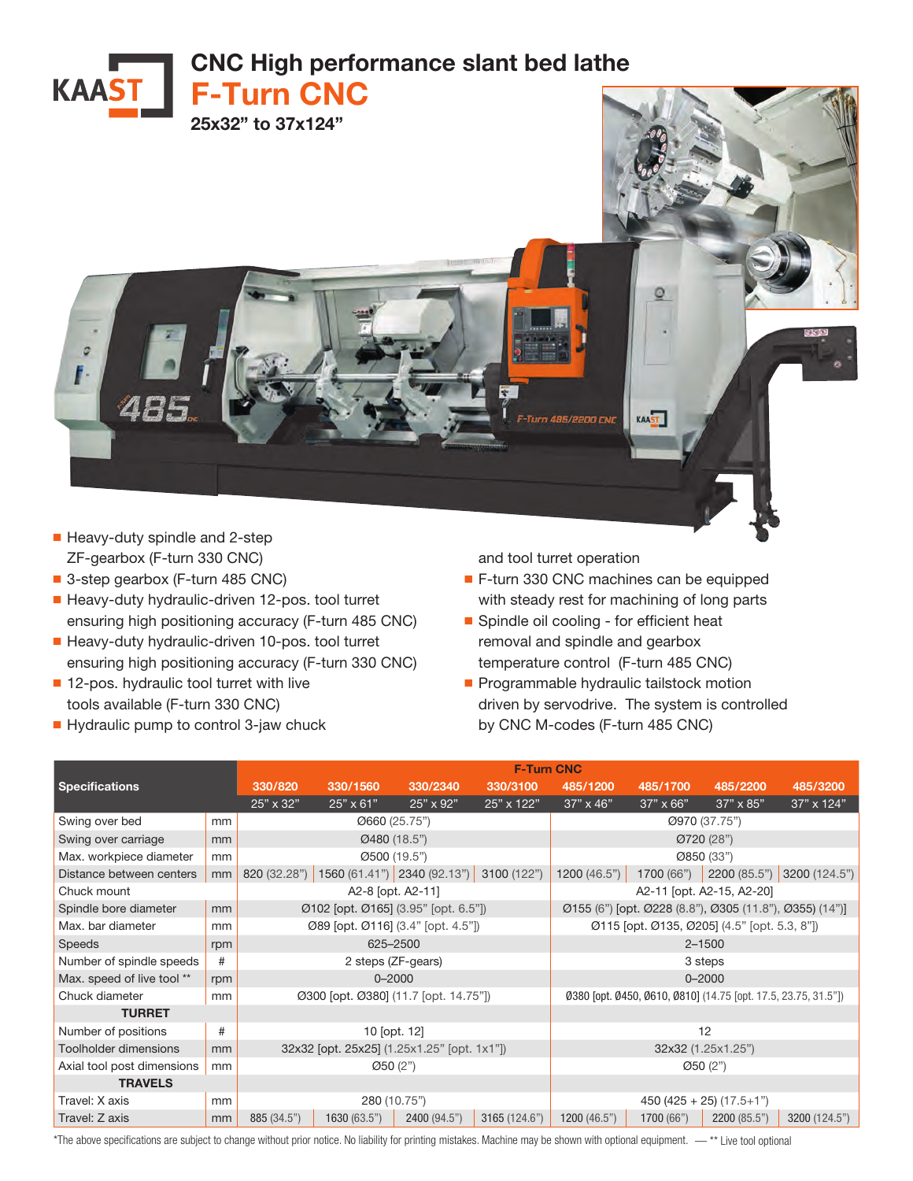KAAST

# CNC High performance slant bed lathe

## F-Turn CNC

**25x32" to 37x124"**

- Heavy-duty spindle and 2-step ZF-gearbox (F-turn 330 CNC)
- 3-step gearbox (F-turn 485 CNC)
- Heavy-duty hydraulic-driven 12-pos. tool turret ensuring high positioning accuracy (F-turn 485 CNC)
- Heavy-duty hydraulic-driven 10-pos. tool turret ensuring high positioning accuracy (F-turn 330 CNC)
- 12-pos. hydraulic tool turret with live tools available (F-turn 330 CNC)
- Hydraulic pump to control 3-jaw chuck and tool turret operation
- F-turn 330 CNC machines can be equipped with steady rest for machining of long parts
- Spindle oil cooling - for efficient heat removal and spindle and gearbox temperature control (F-turn 485 CNC)
- Programmable hydraulic tailstock motion driven by servodrive. The system is controlled by CNC M-codes (F-turn 485 CNC)

| Specifications | | F-Turn CNC | | | | | | | |
|---|---|---|---|---|---|---|---|---|---|
| | | 330/820 | 330/1560 | 330/2340 | 330/3100 | 485/1200 | 485/1700 | 485/2200 | 485/3200 |
| | | 25" x 32" | 25" x 61" | 25" x 92" | 25" x 122" | 37" x 46" | 37" x 66" | 37" x 85" | 37" x 124" |
| Swing over bed | mm | Ø660 (25.75") | | | | Ø970 (37.75") | | | |
| Swing over carriage | mm | Ø480 (18.5") | | | | Ø720 (28") | | | |
| Max. workpiece diameter | mm | Ø500 (19.5") | | | | Ø850 (33") | | | |
| Distance between centers | mm | 820 (32.28") | 1560 (61.41") | 2340 (92.13") | 3100 (122") | 1200 (46.5") | 1700 (66") | 2200 (85.5") | 3200 (124.5") |
| Chuck mount | | A2-8 [opt. A2-11] | | | | A2-11 [opt. A2-15, A2-20] | | | |
| Spindle bore diameter | mm | Ø102 [opt. Ø165] (3.95" [opt. 6.5"]) | | | | Ø155 (6") [opt. Ø228 (8.8"), Ø305 (11.8"), Ø355) (14")] | | | |
| Max. bar diameter | mm | Ø89 [opt. Ø116] (3.4" [opt. 4.5"]) | | | | Ø115 [opt. Ø135, Ø205] (4.5" [opt. 5.3, 8"]) | | | |
| Speeds | rpm | 625–2500 | | | | 2–1500 | | | |
| Number of spindle speeds | # | 2 steps (ZF-gears) | | | | 3 steps | | | |
| Max. speed of live tool ** | rpm | 0–2000 | | | | 0–2000 | | | |
| Chuck diameter | mm | Ø300 [opt. Ø380] (11.7 [opt. 14.75"]) | | | | Ø380 [opt. Ø450, Ø610, Ø810] (14.75 [opt. 17.5, 23.75, 31.5"]) | | | |
| **TURRET** | | | | | | | | | |
| Number of positions | # | 10 [opt. 12] | | | | 12 | | | |
| Toolholder dimensions | mm | 32x32 [opt. 25x25] (1.25x1.25" [opt. 1x1"]) | | | | 32x32 (1.25x1.25") | | | |
| Axial tool post dimensions | mm | Ø50 (2") | | | | Ø50 (2") | | | |
| **TRAVELS** | | | | | | | | | |
| Travel: X axis | mm | 280 (10.75") | | | | 450 (425 + 25) (17.5+1") | | | |
| Travel: Z axis | mm | 885 (34.5") | 1630 (63.5") | 2400 (94.5") | 3165 (124.6") | 1200 (46.5") | 1700 (66") | 2200 (85.5") | 3200 (124.5") |

*The above specifications are subject to change without prior notice. No liability for printing mistakes. Machine may be shown with optional equipment. — ** Live tool optional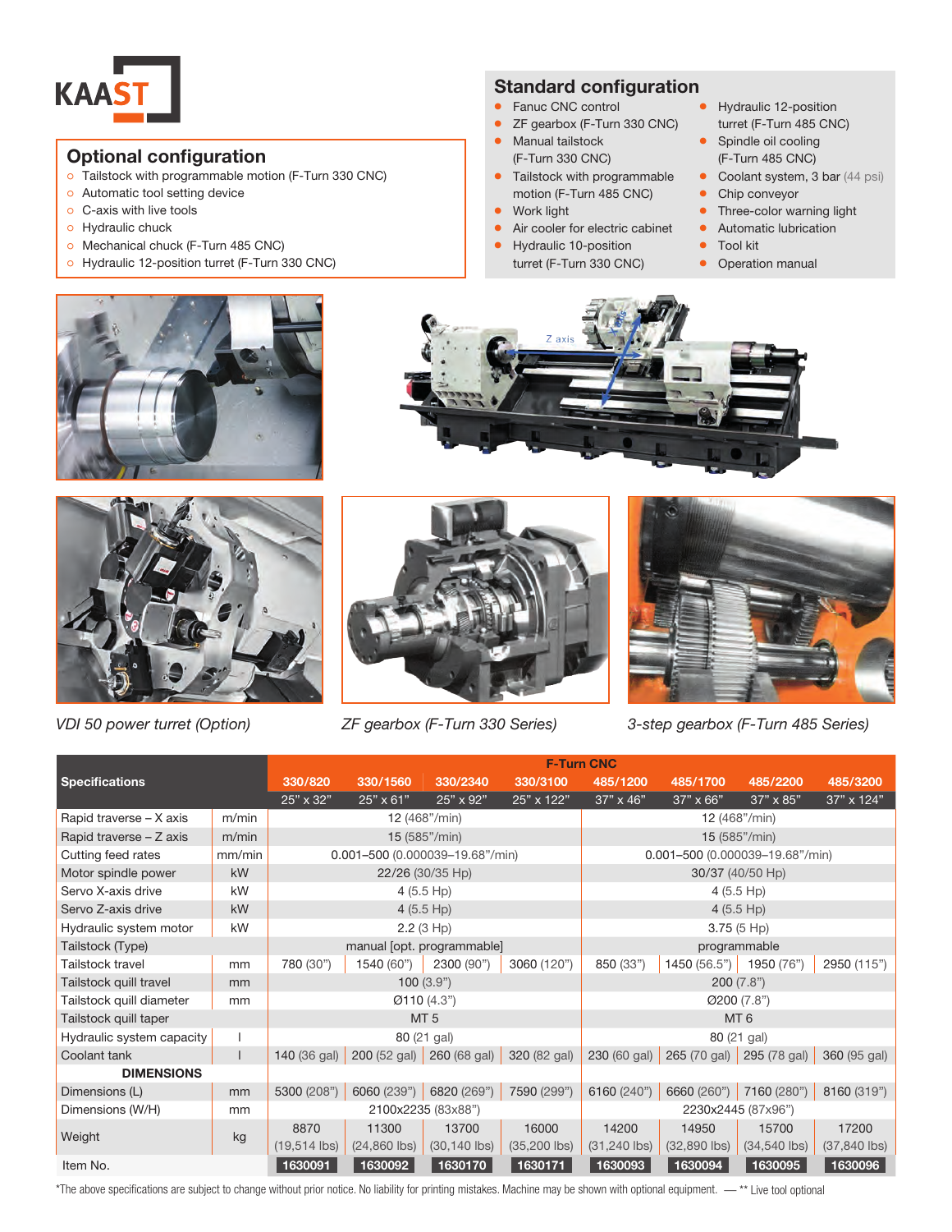KAAST

## Optional configuration

- Tailstock with programmable motion (F-Turn 330 CNC)
- Automatic tool setting device
- C-axis with live tools
- Hydraulic chuck
- Mechanical chuck (F-Turn 485 CNC)
- Hydraulic 12-position turret (F-Turn 330 CNC)

## Standard configuration

- Fanuc CNC control
- ZF gearbox (F-Turn 330 CNC)
- Manual tailstock (F-Turn 330 CNC)
- Tailstock with programmable motion (F-Turn 485 CNC)
- Work light
- Air cooler for electric cabinet
- Hydraulic 10-position turret (F-Turn 330 CNC)
- Hydraulic 12-position turret (F-Turn 485 CNC)
- Spindle oil cooling (F-Turn 485 CNC)
- Coolant system, 3 bar (44 psi)
- Chip conveyor
- Three-color warning light
- Automatic lubrication
- Tool kit
- Operation manual

*VDI 50 power turret (Option)*

*ZF gearbox (F-Turn 330 Series)*

*3-step gearbox (F-Turn 485 Series)*

| Specifications | | F-Turn CNC | | | | | | | |
|---|---|---|---|---|---|---|---|---|---|
| | | 330/820 | 330/1560 | 330/2340 | 330/3100 | 485/1200 | 485/1700 | 485/2200 | 485/3200 |
| | | 25" x 32" | 25" x 61" | 25" x 92" | 25" x 122" | 37" x 46" | 37" x 66" | 37" x 85" | 37" x 124" |
| Rapid traverse – X axis | m/min | 12 (468"/min) | | | | 12 (468"/min) | | | |
| Rapid traverse – Z axis | m/min | 15 (585"/min) | | | | 15 (585"/min) | | | |
| Cutting feed rates | mm/min | 0.001–500 (0.000039–19.68"/min) | | | | 0.001–500 (0.000039–19.68"/min) | | | |
| Motor spindle power | kW | 22/26 (30/35 Hp) | | | | 30/37 (40/50 Hp) | | | |
| Servo X-axis drive | kW | 4 (5.5 Hp) | | | | 4 (5.5 Hp) | | | |
| Servo Z-axis drive | kW | 4 (5.5 Hp) | | | | 4 (5.5 Hp) | | | |
| Hydraulic system motor | kW | 2.2 (3 Hp) | | | | 3.75 (5 Hp) | | | |
| Tailstock (Type) | | manual [opt. programmable] | | | | programmable | | | |
| Tailstock travel | mm | 780 (30") | 1540 (60") | 2300 (90") | 3060 (120") | 850 (33") | 1450 (56.5") | 1950 (76") | 2950 (115") |
| Tailstock quill travel | mm | 100 (3.9") | | | | 200 (7.8") | | | |
| Tailstock quill diameter | mm | Ø110 (4.3") | | | | Ø200 (7.8") | | | |
| Tailstock quill taper | | MT 5 | | | | MT 6 | | | |
| Hydraulic system capacity | l | 80 (21 gal) | | | | 80 (21 gal) | | | |
| Coolant tank | l | 140 (36 gal) | 200 (52 gal) | 260 (68 gal) | 320 (82 gal) | 230 (60 gal) | 265 (70 gal) | 295 (78 gal) | 360 (95 gal) |
| **DIMENSIONS** | | | | | | | | | |
| Dimensions (L) | mm | 5300 (208") | 6060 (239") | 6820 (269") | 7590 (299") | 6160 (240") | 6660 (260") | 7160 (280") | 8160 (319") |
| Dimensions (W/H) | mm | 2100x2235 (83x88") | | | | 2230x2445 (87x96") | | | |
| Weight | kg | 8870 (19,514 lbs) | 11300 (24,860 lbs) | 13700 (30,140 lbs) | 16000 (35,200 lbs) | 14200 (31,240 lbs) | 14950 (32,890 lbs) | 15700 (34,540 lbs) | 17200 (37,840 lbs) |
| Item No. | | 1630091 | 1630092 | 1630170 | 1630171 | 1630093 | 1630094 | 1630095 | 1630096 |

*The above specifications are subject to change without prior notice. No liability for printing mistakes. Machine may be shown with optional equipment. — ** Live tool optional